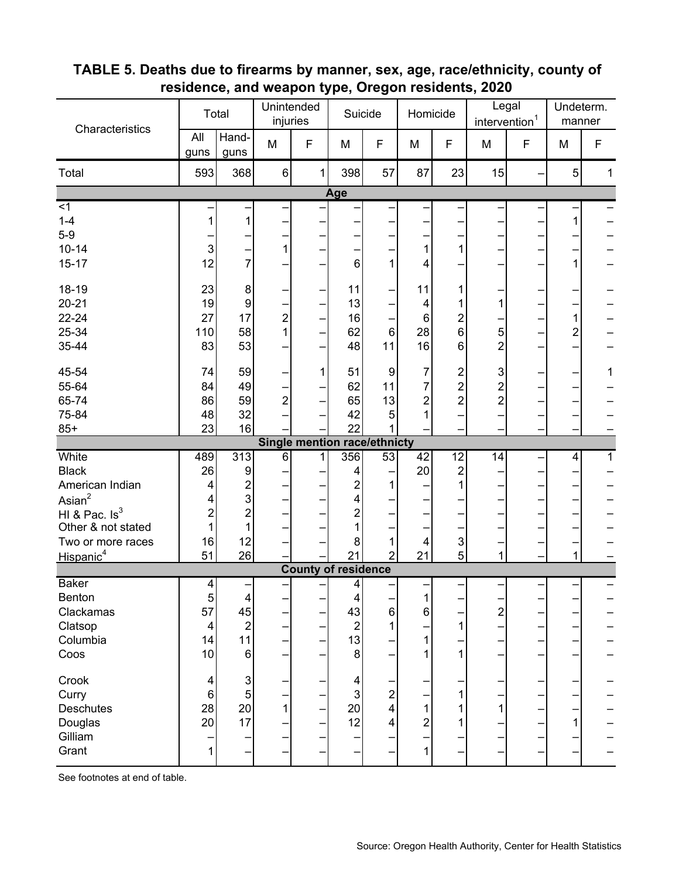## TABLE 5. Deaths due to firearms by manner, sex, age, race/ethnicity, county of residence, and weapon type, Oregon residents, 2020

| Characteristics | Total | | Unintended injuries | | Suicide | | Homicide | | Legal intervention[1] | | Undeterm. manner | |
|---|---|---|---|---|---|---|---|---|---|---|---|---|
| | All guns | Hand-guns | M | F | M | F | M | F | M | F | M | F |
| Total | 593 | 368 | 6 | 1 | 398 | 57 | 87 | 23 | 15 | – | 5 | 1 |
| **Age** | | | | | | | | | | | | |
| <1 | – | – | – | – | – | – | – | – | – | – | – | – |
| 1-4 | 1 | 1 | – | – | – | – | – | – | – | – | 1 | – |
| 5-9 | – | – | – | – | – | – | – | – | – | – | – | – |
| 10-14 | 3 | – | 1 | – | – | – | 1 | 1 | – | – | – | – |
| 15-17 | 12 | 7 | – | – | 6 | 1 | 4 | – | – | – | 1 | – |
| 18-19 | 23 | 8 | – | – | 11 | – | 11 | 1 | – | – | – | – |
| 20-21 | 19 | 9 | – | – | 13 | – | 4 | 1 | 1 | – | – | – |
| 22-24 | 27 | 17 | 2 | – | 16 | – | 6 | 2 | – | – | 1 | – |
| 25-34 | 110 | 58 | 1 | – | 62 | 6 | 28 | 6 | 5 | – | 2 | – |
| 35-44 | 83 | 53 | – | – | 48 | 11 | 16 | 6 | 2 | – | – | – |
| 45-54 | 74 | 59 | – | 1 | 51 | 9 | 7 | 2 | 3 | – | – | 1 |
| 55-64 | 84 | 49 | – | – | 62 | 11 | 7 | 2 | 2 | – | – | – |
| 65-74 | 86 | 59 | 2 | – | 65 | 13 | 2 | 2 | 2 | – | – | – |
| 75-84 | 48 | 32 | – | – | 42 | 5 | 1 | – | – | – | – | – |
| 85+ | 23 | 16 | – | – | 22 | 1 | – | – | – | – | – | – |
| **Single mention race/ethnicty** | | | | | | | | | | | | |
| White | 489 | 313 | 6 | 1 | 356 | 53 | 42 | 12 | 14 | – | 4 | 1 |
| Black | 26 | 9 | – | – | 4 | – | 20 | 2 | – | – | – | – |
| American Indian | 4 | 2 | – | – | 2 | 1 | – | 1 | – | – | – | – |
| Asian[2] | 4 | 3 | – | – | 4 | – | – | – | – | – | – | – |
| HI & Pac. Is[3] | 2 | 2 | – | – | 2 | – | – | – | – | – | – | – |
| Other & not stated | 1 | 1 | – | – | 1 | – | – | – | – | – | – | – |
| Two or more races | 16 | 12 | – | – | 8 | 1 | 4 | 3 | – | – | – | – |
| Hispanic[4] | 51 | 26 | – | – | 21 | 2 | 21 | 5 | 1 | – | 1 | – |
| **County of residence** | | | | | | | | | | | | |
| Baker | 4 | – | – | – | 4 | – | – | – | – | – | – | – |
| Benton | 5 | 4 | – | – | 4 | – | 1 | – | – | – | – | – |
| Clackamas | 57 | 45 | – | – | 43 | 6 | 6 | – | 2 | – | – | – |
| Clatsop | 4 | 2 | – | – | 2 | 1 | – | 1 | – | – | – | – |
| Columbia | 14 | 11 | – | – | 13 | – | 1 | – | – | – | – | – |
| Coos | 10 | 6 | – | – | 8 | – | 1 | 1 | – | – | – | – |
| Crook | 4 | 3 | – | – | 4 | – | – | – | – | – | – | – |
| Curry | 6 | 5 | – | – | 3 | 2 | – | 1 | – | – | – | – |
| Deschutes | 28 | 20 | 1 | – | 20 | 4 | 1 | 1 | 1 | – | – | – |
| Douglas | 20 | 17 | – | – | 12 | 4 | 2 | 1 | – | – | 1 | – |
| Gilliam | – | – | – | – | – | – | – | – | – | – | – | – |
| Grant | 1 | – | – | – | – | – | 1 | – | – | – | – | – |

See footnotes at end of table.

Source: Oregon Health Authority, Center for Health Statistics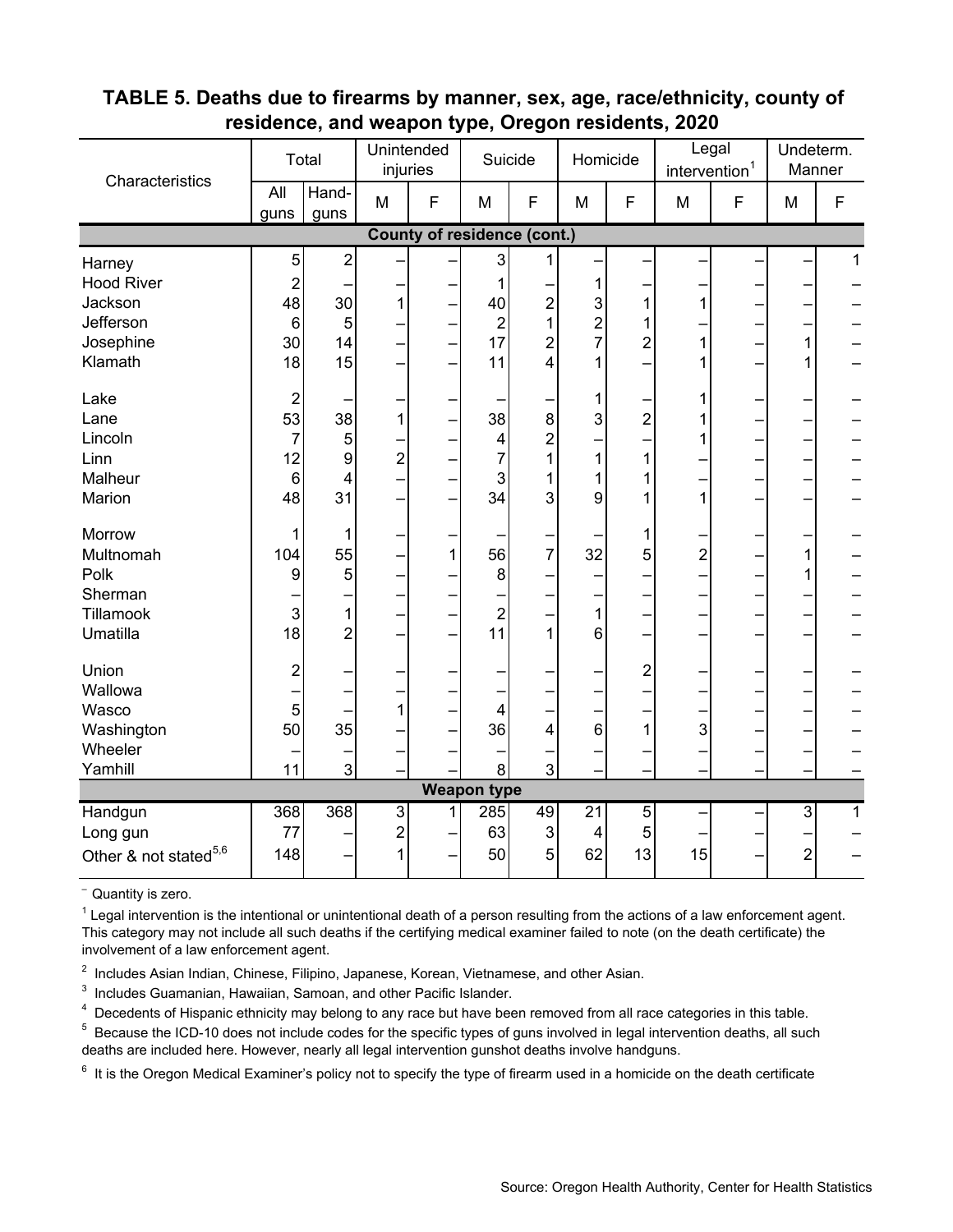## TABLE 5. Deaths due to firearms by manner, sex, age, race/ethnicity, county of residence, and weapon type, Oregon residents, 2020

| Characteristics | Total | | Unintended injuries | | Suicide | | Homicide | | Legal intervention[1] | | Undeterm. Manner | |
|---|---|---|---|---|---|---|---|---|---|---|---|---|
| | All guns | Hand-guns | M | F | M | F | M | F | M | F | M | F |
| **County of residence (cont.)** | | | | | | | | | | | | |
| Harney | 5 | 2 | – | – | 3 | 1 | – | – | – | – | – | 1 |
| Hood River | 2 | – | – | – | 1 | – | 1 | – | – | – | – | – |
| Jackson | 48 | 30 | 1 | – | 40 | 2 | 3 | 1 | 1 | – | – | – |
| Jefferson | 6 | 5 | – | – | 2 | 1 | 2 | 1 | – | – | – | – |
| Josephine | 30 | 14 | – | – | 17 | 2 | 7 | 2 | 1 | – | 1 | – |
| Klamath | 18 | 15 | – | – | 11 | 4 | 1 | – | 1 | – | 1 | – |
| Lake | 2 | – | – | – | – | – | 1 | – | 1 | – | – | – |
| Lane | 53 | 38 | 1 | – | 38 | 8 | 3 | 2 | 1 | – | – | – |
| Lincoln | 7 | 5 | – | – | 4 | 2 | – | – | 1 | – | – | – |
| Linn | 12 | 9 | 2 | – | 7 | 1 | 1 | 1 | – | – | – | – |
| Malheur | 6 | 4 | – | – | 3 | 1 | 1 | 1 | – | – | – | – |
| Marion | 48 | 31 | – | – | 34 | 3 | 9 | 1 | 1 | – | – | – |
| Morrow | 1 | 1 | – | – | – | – | – | 1 | – | – | – | – |
| Multnomah | 104 | 55 | – | 1 | 56 | 7 | 32 | 5 | 2 | – | 1 | – |
| Polk | 9 | 5 | – | – | 8 | – | – | – | – | – | 1 | – |
| Sherman | – | – | – | – | – | – | – | – | – | – | – | – |
| Tillamook | 3 | 1 | – | – | 2 | – | 1 | – | – | – | – | – |
| Umatilla | 18 | 2 | – | – | 11 | 1 | 6 | – | – | – | – | – |
| Union | 2 | – | – | – | – | – | – | 2 | – | – | – | – |
| Wallowa | – | – | – | – | – | – | – | – | – | – | – | – |
| Wasco | 5 | – | 1 | – | 4 | – | – | – | – | – | – | – |
| Washington | 50 | 35 | – | – | 36 | 4 | 6 | 1 | 3 | – | – | – |
| Wheeler | – | – | – | – | – | – | – | – | – | – | – | – |
| Yamhill | 11 | 3 | – | – | 8 | 3 | – | – | – | – | – | – |
| **Weapon type** | | | | | | | | | | | | |
| Handgun | 368 | 368 | 3 | 1 | 285 | 49 | 21 | 5 | – | – | 3 | 1 |
| Long gun | 77 | – | 2 | – | 63 | 3 | 4 | 5 | – | – | – | – |
| Other & not stated[5,6] | 148 | – | 1 | – | 50 | 5 | 62 | 13 | 15 | – | 2 | – |

– Quantity is zero.

[1] Legal intervention is the intentional or unintentional death of a person resulting from the actions of a law enforcement agent. This category may not include all such deaths if the certifying medical examiner failed to note (on the death certificate) the involvement of a law enforcement agent.

[2] Includes Asian Indian, Chinese, Filipino, Japanese, Korean, Vietnamese, and other Asian.

[3] Includes Guamanian, Hawaiian, Samoan, and other Pacific Islander.

[4] Decedents of Hispanic ethnicity may belong to any race but have been removed from all race categories in this table.

[5] Because the ICD-10 does not include codes for the specific types of guns involved in legal intervention deaths, all such deaths are included here. However, nearly all legal intervention gunshot deaths involve handguns.

[6] It is the Oregon Medical Examiner's policy not to specify the type of firearm used in a homicide on the death certificate

Source: Oregon Health Authority, Center for Health Statistics